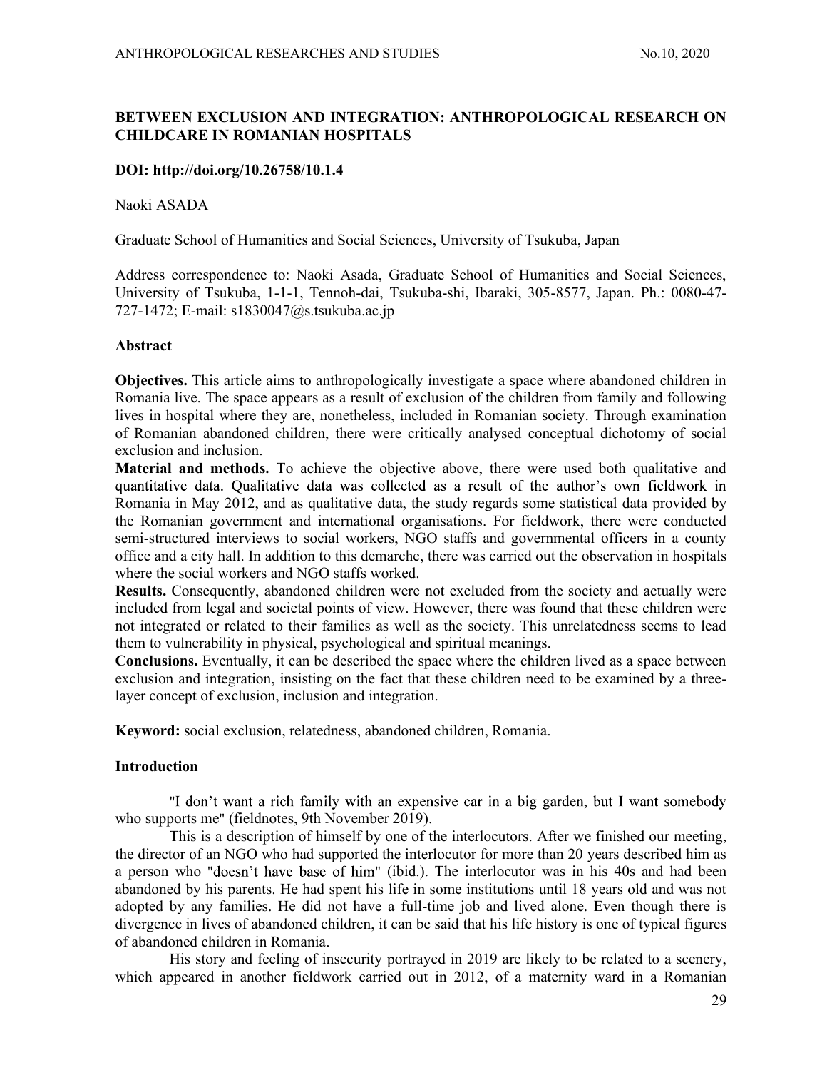# BETWEEN EXCLUSION AND INTEGRATION: ANTHROPOLOGICAL RESEARCH ON CHILDCARE IN ROMANIAN HOSPITALS

**DOI: http://doi.org/10.26758/10.1.4**

Naoki ASADA

Graduate School of Humanities and Social Sciences, University of Tsukuba, Japan

Address correspondence to: Naoki Asada, Graduate School of Humanities and Social Sciences, University of Tsukuba, 1-1-1, Tennoh-dai, Tsukuba-shi, Ibaraki, 305-8577, Japan. Ph.: 0080-47-727-1472; E-mail: s1830047@s.tsukuba.ac.jp

## Abstract

**Objectives.** This article aims to anthropologically investigate a space where abandoned children in Romania live. The space appears as a result of exclusion of the children from family and following lives in hospital where they are, nonetheless, included in Romanian society. Through examination of Romanian abandoned children, there were critically analysed conceptual dichotomy of social exclusion and inclusion.

**Material and methods.** To achieve the objective above, there were used both qualitative and quantitative data. Qualitative data was collected as a result of the author's own fieldwork in Romania in May 2012, and as qualitative data, the study regards some statistical data provided by the Romanian government and international organisations. For fieldwork, there were conducted semi-structured interviews to social workers, NGO staffs and governmental officers in a county office and a city hall. In addition to this demarche, there was carried out the observation in hospitals where the social workers and NGO staffs worked.

**Results.** Consequently, abandoned children were not excluded from the society and actually were included from legal and societal points of view. However, there was found that these children were not integrated or related to their families as well as the society. This unrelatedness seems to lead them to vulnerability in physical, psychological and spiritual meanings.

**Conclusions.** Eventually, it can be described the space where the children lived as a space between exclusion and integration, insisting on the fact that these children need to be examined by a three-layer concept of exclusion, inclusion and integration.

**Keyword:** social exclusion, relatedness, abandoned children, Romania.

## Introduction

"I don't want a rich family with an expensive car in a big garden, but I want somebody who supports me" (fieldnotes, 9th November 2019).

This is a description of himself by one of the interlocutors. After we finished our meeting, the director of an NGO who had supported the interlocutor for more than 20 years described him as a person who "doesn't have base of him" (ibid.). The interlocutor was in his 40s and had been abandoned by his parents. He had spent his life in some institutions until 18 years old and was not adopted by any families. He did not have a full-time job and lived alone. Even though there is divergence in lives of abandoned children, it can be said that his life history is one of typical figures of abandoned children in Romania.

His story and feeling of insecurity portrayed in 2019 are likely to be related to a scenery, which appeared in another fieldwork carried out in 2012, of a maternity ward in a Romanian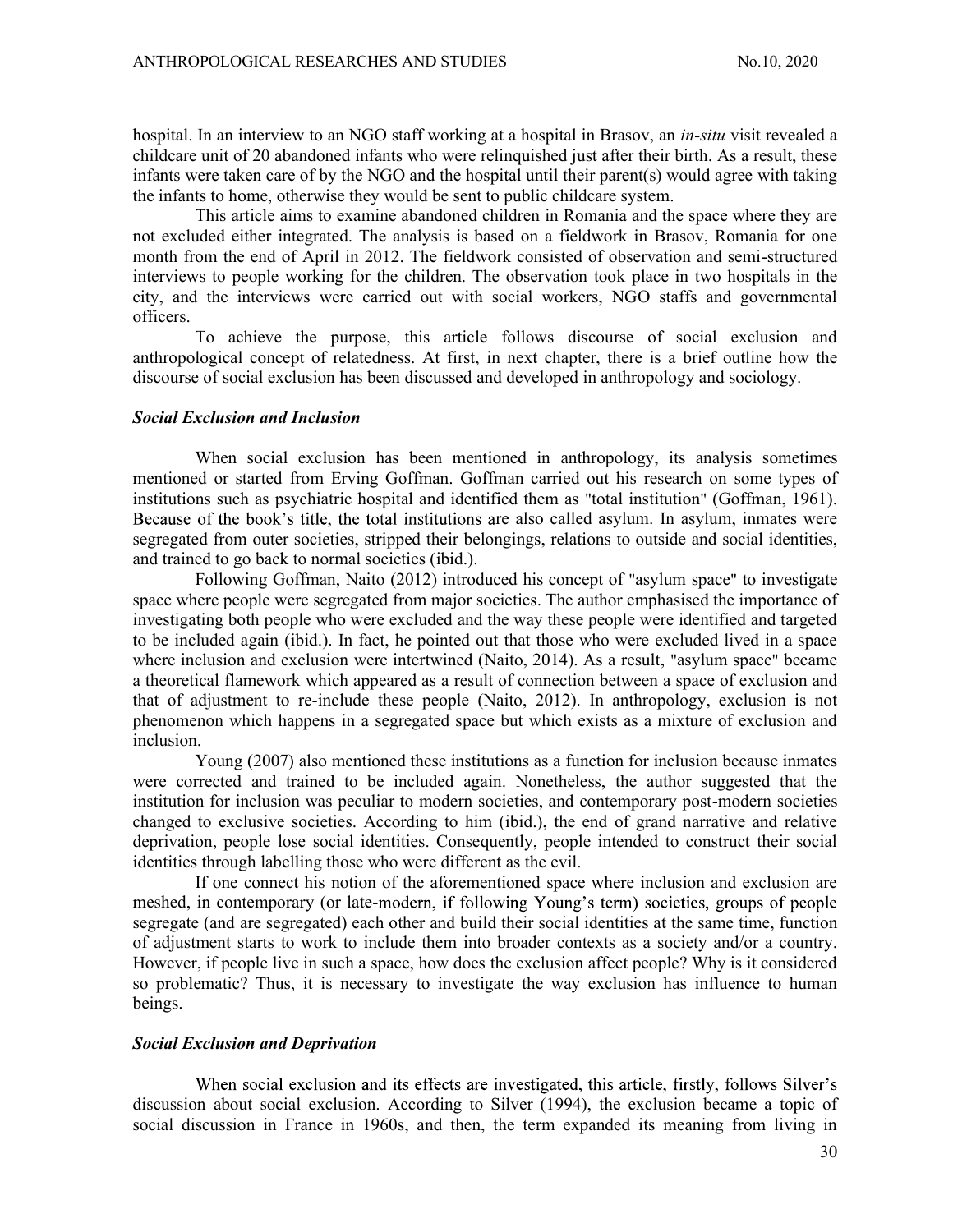hospital. In an interview to an NGO staff working at a hospital in Brasov, an *in-situ* visit revealed a childcare unit of 20 abandoned infants who were relinquished just after their birth. As a result, these infants were taken care of by the NGO and the hospital until their parent(s) would agree with taking the infants to home, otherwise they would be sent to public childcare system.

This article aims to examine abandoned children in Romania and the space where they are not excluded either integrated. The analysis is based on a fieldwork in Brasov, Romania for one month from the end of April in 2012. The fieldwork consisted of observation and semi-structured interviews to people working for the children. The observation took place in two hospitals in the city, and the interviews were carried out with social workers, NGO staffs and governmental officers.

To achieve the purpose, this article follows discourse of social exclusion and anthropological concept of relatedness. At first, in next chapter, there is a brief outline how the discourse of social exclusion has been discussed and developed in anthropology and sociology.

### *Social Exclusion and Inclusion*

When social exclusion has been mentioned in anthropology, its analysis sometimes mentioned or started from Erving Goffman. Goffman carried out his research on some types of institutions such as psychiatric hospital and identified them as "total institution" (Goffman, 1961). Because of the book's title, the total institutions are also called asylum. In asylum, inmates were segregated from outer societies, stripped their belongings, relations to outside and social identities, and trained to go back to normal societies (ibid.).

Following Goffman, Naito (2012) introduced his concept of "asylum space" to investigate space where people were segregated from major societies. The author emphasised the importance of investigating both people who were excluded and the way these people were identified and targeted to be included again (ibid.). In fact, he pointed out that those who were excluded lived in a space where inclusion and exclusion were intertwined (Naito, 2014). As a result, "asylum space" became a theoretical flamework which appeared as a result of connection between a space of exclusion and that of adjustment to re-include these people (Naito, 2012). In anthropology, exclusion is not phenomenon which happens in a segregated space but which exists as a mixture of exclusion and inclusion.

Young (2007) also mentioned these institutions as a function for inclusion because inmates were corrected and trained to be included again. Nonetheless, the author suggested that the institution for inclusion was peculiar to modern societies, and contemporary post-modern societies changed to exclusive societies. According to him (ibid.), the end of grand narrative and relative deprivation, people lose social identities. Consequently, people intended to construct their social identities through labelling those who were different as the evil.

If one connect his notion of the aforementioned space where inclusion and exclusion are meshed, in contemporary (or late-modern, if following Young's term) societies, groups of people segregate (and are segregated) each other and build their social identities at the same time, function of adjustment starts to work to include them into broader contexts as a society and/or a country. However, if people live in such a space, how does the exclusion affect people? Why is it considered so problematic? Thus, it is necessary to investigate the way exclusion has influence to human beings.

### *Social Exclusion and Deprivation*

When social exclusion and its effects are investigated, this article, firstly, follows Silver's discussion about social exclusion. According to Silver (1994), the exclusion became a topic of social discussion in France in 1960s, and then, the term expanded its meaning from living in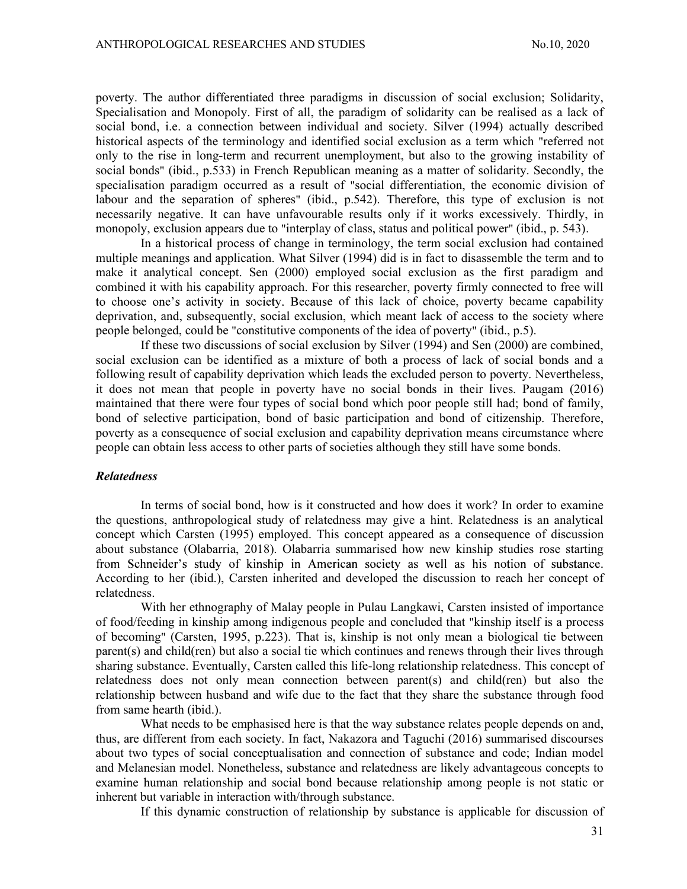poverty. The author differentiated three paradigms in discussion of social exclusion; Solidarity, Specialisation and Monopoly. First of all, the paradigm of solidarity can be realised as a lack of social bond, i.e. a connection between individual and society. Silver (1994) actually described historical aspects of the terminology and identified social exclusion as a term which "referred not only to the rise in long-term and recurrent unemployment, but also to the growing instability of social bonds" (ibid., p.533) in French Republican meaning as a matter of solidarity. Secondly, the specialisation paradigm occurred as a result of "social differentiation, the economic division of labour and the separation of spheres" (ibid., p.542). Therefore, this type of exclusion is not necessarily negative. It can have unfavourable results only if it works excessively. Thirdly, in monopoly, exclusion appears due to "interplay of class, status and political power" (ibid., p. 543).

In a historical process of change in terminology, the term social exclusion had contained multiple meanings and application. What Silver (1994) did is in fact to disassemble the term and to make it analytical concept. Sen (2000) employed social exclusion as the first paradigm and combined it with his capability approach. For this researcher, poverty firmly connected to free will to choose one's activity in society. Because of this lack of choice, poverty became capability deprivation, and, subsequently, social exclusion, which meant lack of access to the society where people belonged, could be "constitutive components of the idea of poverty" (ibid., p.5).

If these two discussions of social exclusion by Silver (1994) and Sen (2000) are combined, social exclusion can be identified as a mixture of both a process of lack of social bonds and a following result of capability deprivation which leads the excluded person to poverty. Nevertheless, it does not mean that people in poverty have no social bonds in their lives. Paugam (2016) maintained that there were four types of social bond which poor people still had; bond of family, bond of selective participation, bond of basic participation and bond of citizenship. Therefore, poverty as a consequence of social exclusion and capability deprivation means circumstance where people can obtain less access to other parts of societies although they still have some bonds.

### *Relatedness*

In terms of social bond, how is it constructed and how does it work? In order to examine the questions, anthropological study of relatedness may give a hint. Relatedness is an analytical concept which Carsten (1995) employed. This concept appeared as a consequence of discussion about substance (Olabarria, 2018). Olabarria summarised how new kinship studies rose starting from Schneider's study of kinship in American society as well as his notion of substance. According to her (ibid.), Carsten inherited and developed the discussion to reach her concept of relatedness.

With her ethnography of Malay people in Pulau Langkawi, Carsten insisted of importance of food/feeding in kinship among indigenous people and concluded that "kinship itself is a process of becoming" (Carsten, 1995, p.223). That is, kinship is not only mean a biological tie between parent(s) and child(ren) but also a social tie which continues and renews through their lives through sharing substance. Eventually, Carsten called this life-long relationship relatedness. This concept of relatedness does not only mean connection between parent(s) and child(ren) but also the relationship between husband and wife due to the fact that they share the substance through food from same hearth (ibid.).

What needs to be emphasised here is that the way substance relates people depends on and, thus, are different from each society. In fact, Nakazora and Taguchi (2016) summarised discourses about two types of social conceptualisation and connection of substance and code; Indian model and Melanesian model. Nonetheless, substance and relatedness are likely advantageous concepts to examine human relationship and social bond because relationship among people is not static or inherent but variable in interaction with/through substance.

If this dynamic construction of relationship by substance is applicable for discussion of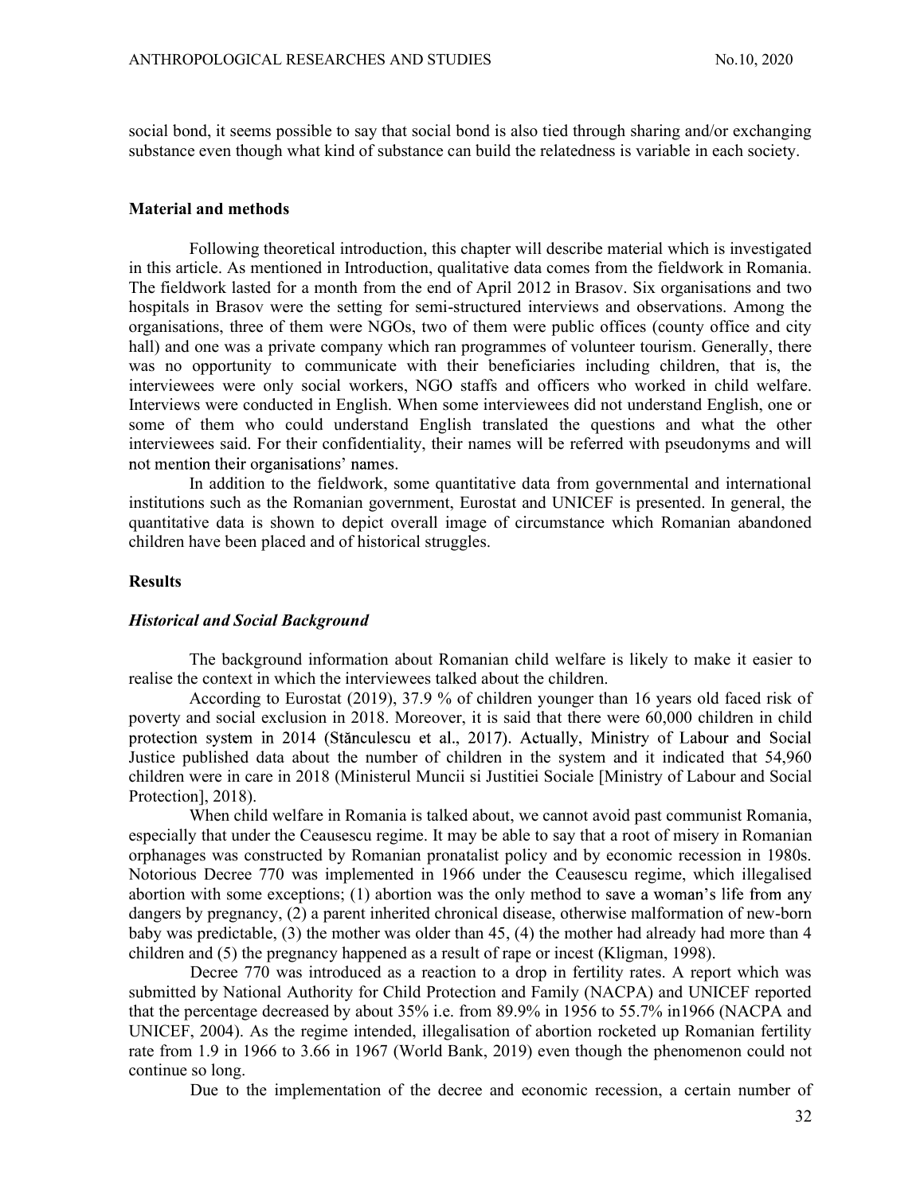social bond, it seems possible to say that social bond is also tied through sharing and/or exchanging substance even though what kind of substance can build the relatedness is variable in each society.

## Material and methods

Following theoretical introduction, this chapter will describe material which is investigated in this article. As mentioned in Introduction, qualitative data comes from the fieldwork in Romania. The fieldwork lasted for a month from the end of April 2012 in Brasov. Six organisations and two hospitals in Brasov were the setting for semi-structured interviews and observations. Among the organisations, three of them were NGOs, two of them were public offices (county office and city hall) and one was a private company which ran programmes of volunteer tourism. Generally, there was no opportunity to communicate with their beneficiaries including children, that is, the interviewees were only social workers, NGO staffs and officers who worked in child welfare. Interviews were conducted in English. When some interviewees did not understand English, one or some of them who could understand English translated the questions and what the other interviewees said. For their confidentiality, their names will be referred with pseudonyms and will not mention their organisations' names.

In addition to the fieldwork, some quantitative data from governmental and international institutions such as the Romanian government, Eurostat and UNICEF is presented. In general, the quantitative data is shown to depict overall image of circumstance which Romanian abandoned children have been placed and of historical struggles.

## Results

### *Historical and Social Background*

The background information about Romanian child welfare is likely to make it easier to realise the context in which the interviewees talked about the children.

According to Eurostat (2019), 37.9 % of children younger than 16 years old faced risk of poverty and social exclusion in 2018. Moreover, it is said that there were 60,000 children in child protection system in 2014 (Stănculescu et al., 2017). Actually, Ministry of Labour and Social Justice published data about the number of children in the system and it indicated that 54,960 children were in care in 2018 (Ministerul Muncii si Justitiei Sociale [Ministry of Labour and Social Protection], 2018).

When child welfare in Romania is talked about, we cannot avoid past communist Romania, especially that under the Ceausescu regime. It may be able to say that a root of misery in Romanian orphanages was constructed by Romanian pronatalist policy and by economic recession in 1980s. Notorious Decree 770 was implemented in 1966 under the Ceausescu regime, which illegalised abortion with some exceptions; (1) abortion was the only method to save a woman's life from any dangers by pregnancy, (2) a parent inherited chronical disease, otherwise malformation of new-born baby was predictable, (3) the mother was older than 45, (4) the mother had already had more than 4 children and (5) the pregnancy happened as a result of rape or incest (Kligman, 1998).

Decree 770 was introduced as a reaction to a drop in fertility rates. A report which was submitted by National Authority for Child Protection and Family (NACPA) and UNICEF reported that the percentage decreased by about 35% i.e. from 89.9% in 1956 to 55.7% in1966 (NACPA and UNICEF, 2004). As the regime intended, illegalisation of abortion rocketed up Romanian fertility rate from 1.9 in 1966 to 3.66 in 1967 (World Bank, 2019) even though the phenomenon could not continue so long.

Due to the implementation of the decree and economic recession, a certain number of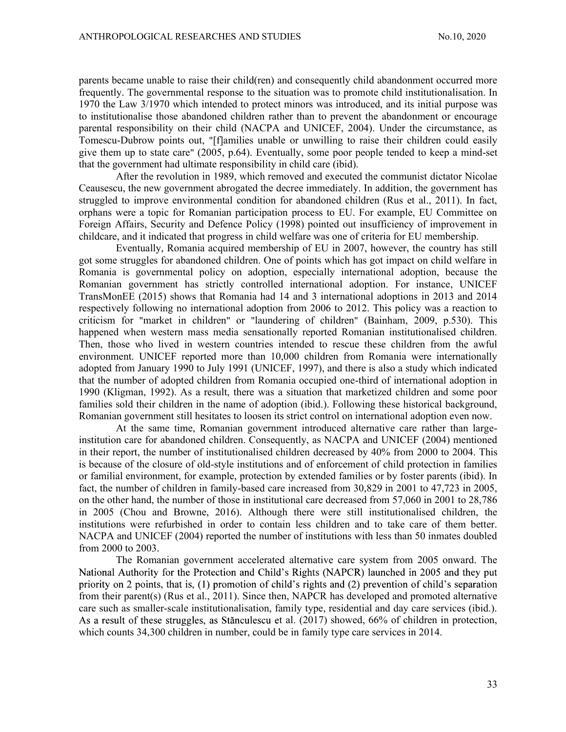parents became unable to raise their child(ren) and consequently child abandonment occurred more frequently. The governmental response to the situation was to promote child institutionalisation. In 1970 the Law 3/1970 which intended to protect minors was introduced, and its initial purpose was to institutionalise those abandoned children rather than to prevent the abandonment or encourage parental responsibility on their child (NACPA and UNICEF, 2004). Under the circumstance, as Tomescu-Dubrow points out, "[f]amilies unable or unwilling to raise their children could easily give them up to state care" (2005, p.64). Eventually, some poor people tended to keep a mind-set that the government had ultimate responsibility in child care (ibid).

After the revolution in 1989, which removed and executed the communist dictator Nicolae Ceausescu, the new government abrogated the decree immediately. In addition, the government has struggled to improve environmental condition for abandoned children (Rus et al., 2011). In fact, orphans were a topic for Romanian participation process to EU. For example, EU Committee on Foreign Affairs, Security and Defence Policy (1998) pointed out insufficiency of improvement in childcare, and it indicated that progress in child welfare was one of criteria for EU membership.

Eventually, Romania acquired membership of EU in 2007, however, the country has still got some struggles for abandoned children. One of points which has got impact on child welfare in Romania is governmental policy on adoption, especially international adoption, because the Romanian government has strictly controlled international adoption. For instance, UNICEF TransMonEE (2015) shows that Romania had 14 and 3 international adoptions in 2013 and 2014 respectively following no international adoption from 2006 to 2012. This policy was a reaction to criticism for "market in children" or "laundering of children" (Bainham, 2009, p.530). This happened when western mass media sensationally reported Romanian institutionalised children. Then, those who lived in western countries intended to rescue these children from the awful environment. UNICEF reported more than 10,000 children from Romania were internationally adopted from January 1990 to July 1991 (UNICEF, 1997), and there is also a study which indicated that the number of adopted children from Romania occupied one-third of international adoption in 1990 (Kligman, 1992). As a result, there was a situation that marketized children and some poor families sold their children in the name of adoption (ibid.). Following these historical background, Romanian government still hesitates to loosen its strict control on international adoption even now.

At the same time, Romanian government introduced alternative care rather than large-institution care for abandoned children. Consequently, as NACPA and UNICEF (2004) mentioned in their report, the number of institutionalised children decreased by 40% from 2000 to 2004. This is because of the closure of old-style institutions and of enforcement of child protection in families or familial environment, for example, protection by extended families or by foster parents (ibid). In fact, the number of children in family-based care increased from 30,829 in 2001 to 47,723 in 2005, on the other hand, the number of those in institutional care decreased from 57,060 in 2001 to 28,786 in 2005 (Chou and Browne, 2016). Although there were still institutionalised children, the institutions were refurbished in order to contain less children and to take care of them better. NACPA and UNICEF (2004) reported the number of institutions with less than 50 inmates doubled from 2000 to 2003.

The Romanian government accelerated alternative care system from 2005 onward. The National Authority for the Protection and Child's Rights (NAPCR) launched in 2005 and they put priority on 2 points, that is, (1) promotion of child's rights and (2) prevention of child's separation from their parent(s) (Rus et al., 2011). Since then, NAPCR has developed and promoted alternative care such as smaller-scale institutionalisation, family type, residential and day care services (ibid.). As a result of these struggles, as Stănculescu et al. (2017) showed, 66% of children in protection, which counts 34,300 children in number, could be in family type care services in 2014.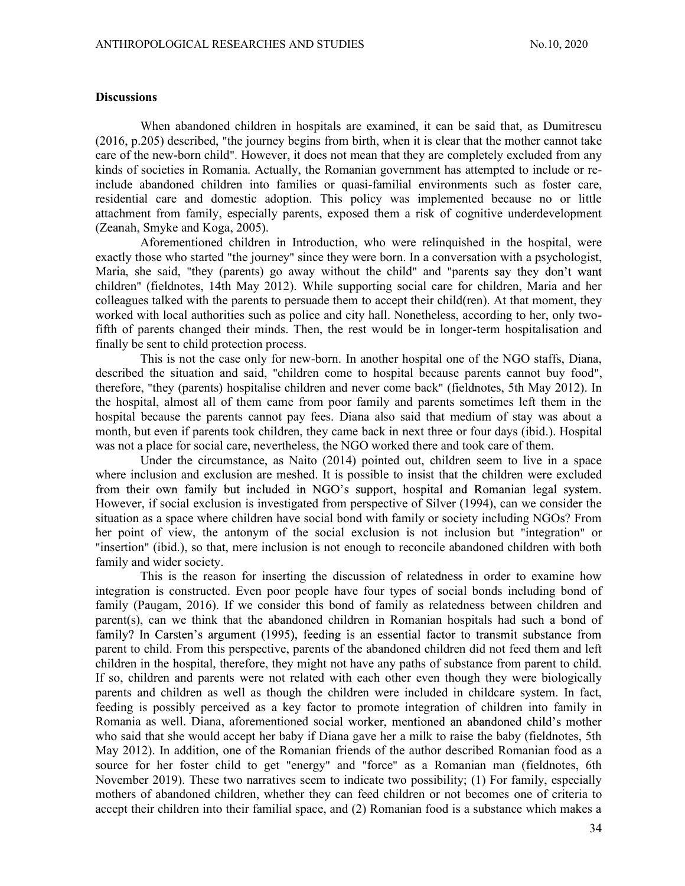**Discussions**

When abandoned children in hospitals are examined, it can be said that, as Dumitrescu (2016, p.205) described, "the journey begins from birth, when it is clear that the mother cannot take care of the new-born child". However, it does not mean that they are completely excluded from any kinds of societies in Romania. Actually, the Romanian government has attempted to include or re-include abandoned children into families or quasi-familial environments such as foster care, residential care and domestic adoption. This policy was implemented because no or little attachment from family, especially parents, exposed them a risk of cognitive underdevelopment (Zeanah, Smyke and Koga, 2005).

Aforementioned children in Introduction, who were relinquished in the hospital, were exactly those who started "the journey" since they were born. In a conversation with a psychologist, Maria, she said, "they (parents) go away without the child" and "parents say they don't want children" (fieldnotes, 14th May 2012). While supporting social care for children, Maria and her colleagues talked with the parents to persuade them to accept their child(ren). At that moment, they worked with local authorities such as police and city hall. Nonetheless, according to her, only two-fifth of parents changed their minds. Then, the rest would be in longer-term hospitalisation and finally be sent to child protection process.

This is not the case only for new-born. In another hospital one of the NGO staffs, Diana, described the situation and said, "children come to hospital because parents cannot buy food", therefore, "they (parents) hospitalise children and never come back" (fieldnotes, 5th May 2012). In the hospital, almost all of them came from poor family and parents sometimes left them in the hospital because the parents cannot pay fees. Diana also said that medium of stay was about a month, but even if parents took children, they came back in next three or four days (ibid.). Hospital was not a place for social care, nevertheless, the NGO worked there and took care of them.

Under the circumstance, as Naito (2014) pointed out, children seem to live in a space where inclusion and exclusion are meshed. It is possible to insist that the children were excluded from their own family but included in NGO's support, hospital and Romanian legal system. However, if social exclusion is investigated from perspective of Silver (1994), can we consider the situation as a space where children have social bond with family or society including NGOs? From her point of view, the antonym of the social exclusion is not inclusion but "integration" or "insertion" (ibid.), so that, mere inclusion is not enough to reconcile abandoned children with both family and wider society.

This is the reason for inserting the discussion of relatedness in order to examine how integration is constructed. Even poor people have four types of social bonds including bond of family (Paugam, 2016). If we consider this bond of family as relatedness between children and parent(s), can we think that the abandoned children in Romanian hospitals had such a bond of family? In Carsten's argument (1995), feeding is an essential factor to transmit substance from parent to child. From this perspective, parents of the abandoned children did not feed them and left children in the hospital, therefore, they might not have any paths of substance from parent to child. If so, children and parents were not related with each other even though they were biologically parents and children as well as though the children were included in childcare system. In fact, feeding is possibly perceived as a key factor to promote integration of children into family in Romania as well. Diana, aforementioned social worker, mentioned an abandoned child's mother who said that she would accept her baby if Diana gave her a milk to raise the baby (fieldnotes, 5th May 2012). In addition, one of the Romanian friends of the author described Romanian food as a source for her foster child to get "energy" and "force" as a Romanian man (fieldnotes, 6th November 2019). These two narratives seem to indicate two possibility; (1) For family, especially mothers of abandoned children, whether they can feed children or not becomes one of criteria to accept their children into their familial space, and (2) Romanian food is a substance which makes a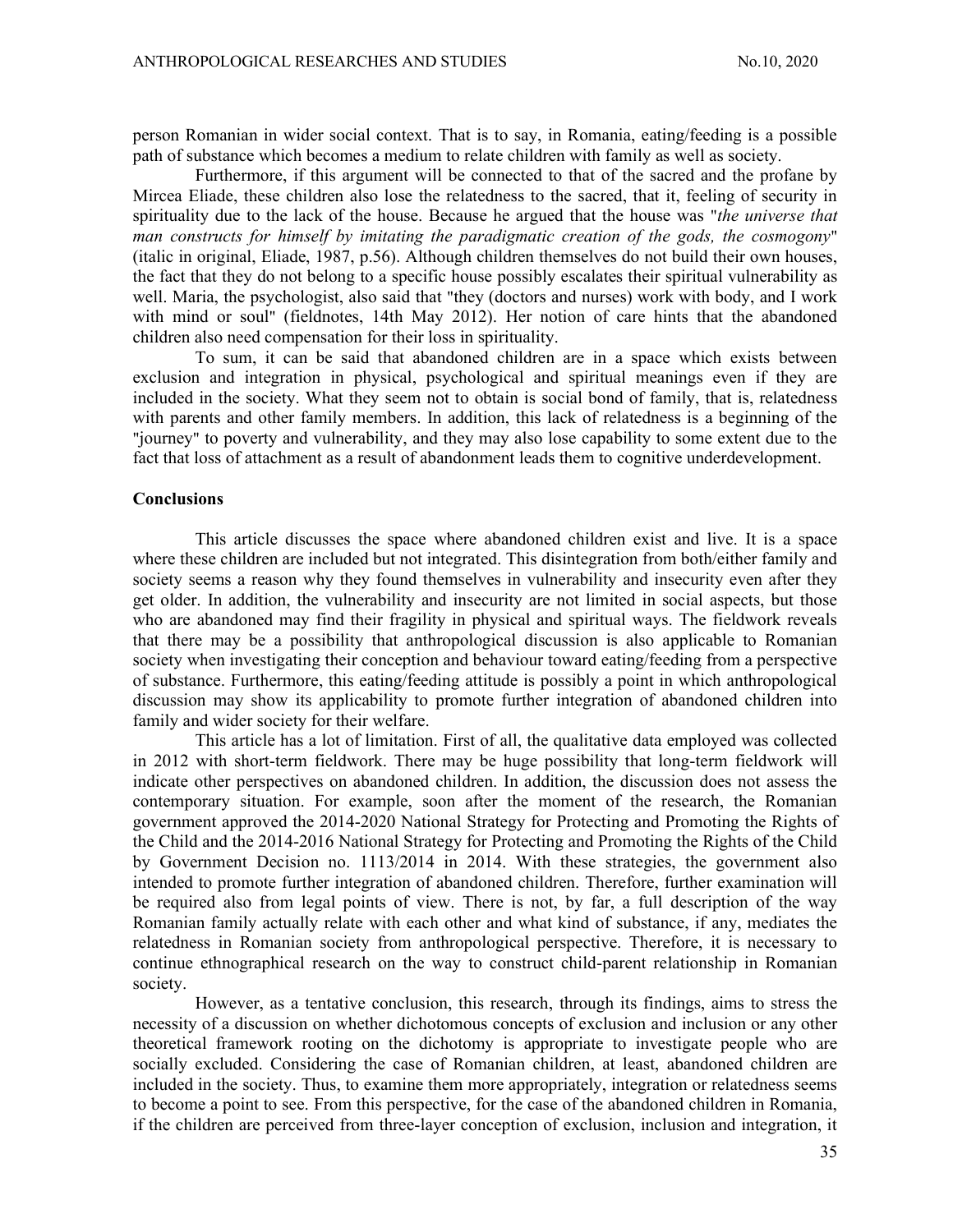person Romanian in wider social context. That is to say, in Romania, eating/feeding is a possible path of substance which becomes a medium to relate children with family as well as society.

Furthermore, if this argument will be connected to that of the sacred and the profane by Mircea Eliade, these children also lose the relatedness to the sacred, that it, feeling of security in spirituality due to the lack of the house. Because he argued that the house was "*the universe that man constructs for himself by imitating the paradigmatic creation of the gods, the cosmogony*" (italic in original, Eliade, 1987, p.56). Although children themselves do not build their own houses, the fact that they do not belong to a specific house possibly escalates their spiritual vulnerability as well. Maria, the psychologist, also said that "they (doctors and nurses) work with body, and I work with mind or soul" (fieldnotes, 14th May 2012). Her notion of care hints that the abandoned children also need compensation for their loss in spirituality.

To sum, it can be said that abandoned children are in a space which exists between exclusion and integration in physical, psychological and spiritual meanings even if they are included in the society. What they seem not to obtain is social bond of family, that is, relatedness with parents and other family members. In addition, this lack of relatedness is a beginning of the "journey" to poverty and vulnerability, and they may also lose capability to some extent due to the fact that loss of attachment as a result of abandonment leads them to cognitive underdevelopment.

## Conclusions

This article discusses the space where abandoned children exist and live. It is a space where these children are included but not integrated. This disintegration from both/either family and society seems a reason why they found themselves in vulnerability and insecurity even after they get older. In addition, the vulnerability and insecurity are not limited in social aspects, but those who are abandoned may find their fragility in physical and spiritual ways. The fieldwork reveals that there may be a possibility that anthropological discussion is also applicable to Romanian society when investigating their conception and behaviour toward eating/feeding from a perspective of substance. Furthermore, this eating/feeding attitude is possibly a point in which anthropological discussion may show its applicability to promote further integration of abandoned children into family and wider society for their welfare.

This article has a lot of limitation. First of all, the qualitative data employed was collected in 2012 with short-term fieldwork. There may be huge possibility that long-term fieldwork will indicate other perspectives on abandoned children. In addition, the discussion does not assess the contemporary situation. For example, soon after the moment of the research, the Romanian government approved the 2014-2020 National Strategy for Protecting and Promoting the Rights of the Child and the 2014-2016 National Strategy for Protecting and Promoting the Rights of the Child by Government Decision no. 1113/2014 in 2014. With these strategies, the government also intended to promote further integration of abandoned children. Therefore, further examination will be required also from legal points of view. There is not, by far, a full description of the way Romanian family actually relate with each other and what kind of substance, if any, mediates the relatedness in Romanian society from anthropological perspective. Therefore, it is necessary to continue ethnographical research on the way to construct child-parent relationship in Romanian society.

However, as a tentative conclusion, this research, through its findings, aims to stress the necessity of a discussion on whether dichotomous concepts of exclusion and inclusion or any other theoretical framework rooting on the dichotomy is appropriate to investigate people who are socially excluded. Considering the case of Romanian children, at least, abandoned children are included in the society. Thus, to examine them more appropriately, integration or relatedness seems to become a point to see. From this perspective, for the case of the abandoned children in Romania, if the children are perceived from three-layer conception of exclusion, inclusion and integration, it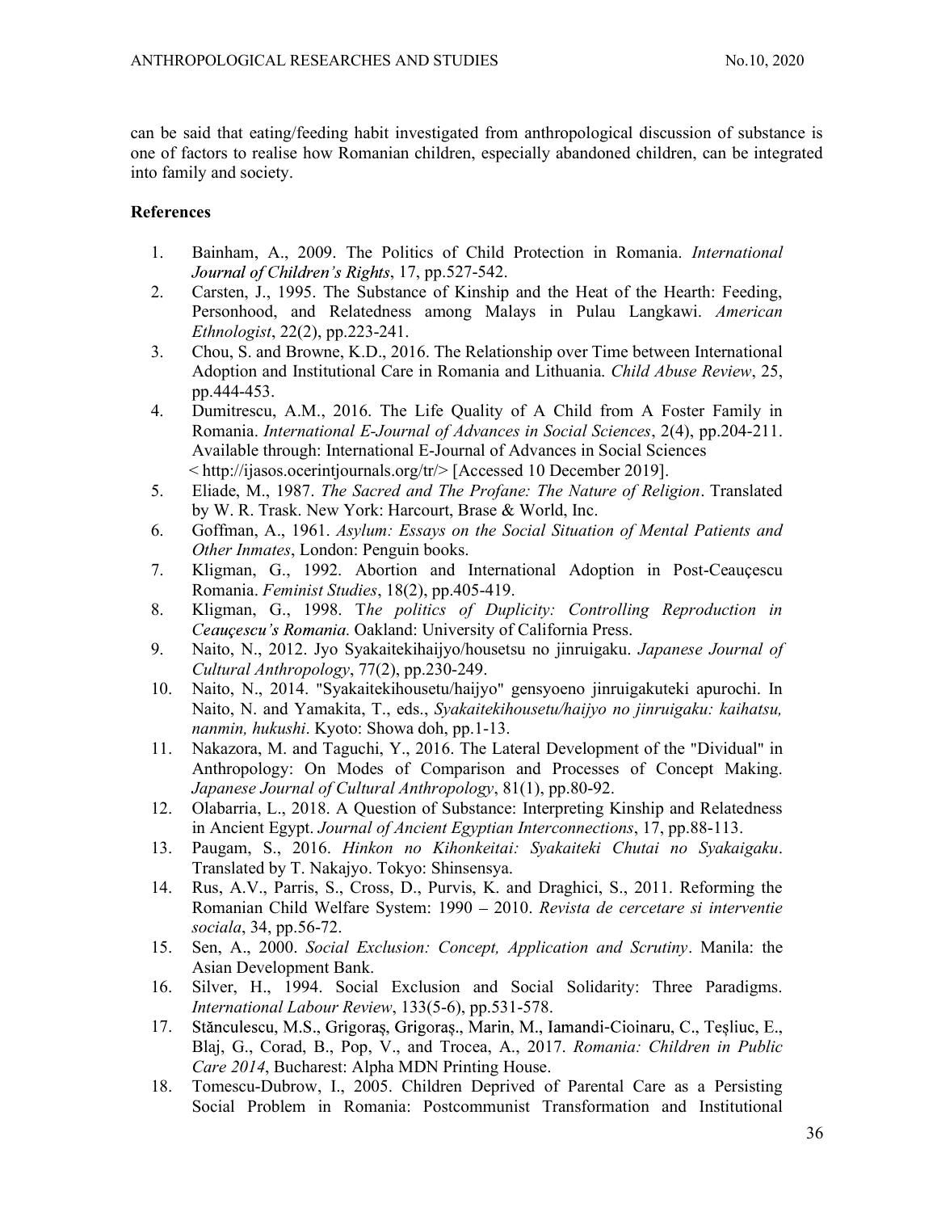can be said that eating/feeding habit investigated from anthropological discussion of substance is one of factors to realise how Romanian children, especially abandoned children, can be integrated into family and society.

**References**

1. Bainham, A., 2009. The Politics of Child Protection in Romania. *International Journal of Children's Rights*, 17, pp.527-542.
2. Carsten, J., 1995. The Substance of Kinship and the Heat of the Hearth: Feeding, Personhood, and Relatedness among Malays in Pulau Langkawi. *American Ethnologist*, 22(2), pp.223-241.
3. Chou, S. and Browne, K.D., 2016. The Relationship over Time between International Adoption and Institutional Care in Romania and Lithuania. *Child Abuse Review*, 25, pp.444-453.
4. Dumitrescu, A.M., 2016. The Life Quality of A Child from A Foster Family in Romania. *International E-Journal of Advances in Social Sciences*, 2(4), pp.204-211. Available through: International E-Journal of Advances in Social Sciences < http://ijasos.ocerintjournals.org/tr/> [Accessed 10 December 2019].
5. Eliade, M., 1987. *The Sacred and The Profane: The Nature of Religion*. Translated by W. R. Trask. New York: Harcourt, Brase & World, Inc.
6. Goffman, A., 1961. *Asylum: Essays on the Social Situation of Mental Patients and Other Inmates*, London: Penguin books.
7. Kligman, G., 1992. Abortion and International Adoption in Post-Ceauçescu Romania. *Feminist Studies*, 18(2), pp.405-419.
8. Kligman, G., 1998. T*he politics of Duplicity: Controlling Reproduction in Ceauçescu's Romania*. Oakland: University of California Press.
9. Naito, N., 2012. Jyo Syakaitekihaijyo/housetsu no jinruigaku. *Japanese Journal of Cultural Anthropology*, 77(2), pp.230-249.
10. Naito, N., 2014. "Syakaitekihousetu/haijyo" gensyoeno jinruigakuteki apurochi. In Naito, N. and Yamakita, T., eds., *Syakaitekihousetu/haijyo no jinruigaku: kaihatsu, nanmin, hukushi*. Kyoto: Showa doh, pp.1-13.
11. Nakazora, M. and Taguchi, Y., 2016. The Lateral Development of the "Dividual" in Anthropology: On Modes of Comparison and Processes of Concept Making. *Japanese Journal of Cultural Anthropology*, 81(1), pp.80-92.
12. Olabarria, L., 2018. A Question of Substance: Interpreting Kinship and Relatedness in Ancient Egypt. *Journal of Ancient Egyptian Interconnections*, 17, pp.88-113.
13. Paugam, S., 2016. *Hinkon no Kihonkeitai: Syakaiteki Chutai no Syakaigaku*. Translated by T. Nakajyo. Tokyo: Shinsensya.
14. Rus, A.V., Parris, S., Cross, D., Purvis, K. and Draghici, S., 2011. Reforming the Romanian Child Welfare System: 1990 – 2010. *Revista de cercetare si interventie sociala*, 34, pp.56-72.
15. Sen, A., 2000. *Social Exclusion: Concept, Application and Scrutiny*. Manila: the Asian Development Bank.
16. Silver, H., 1994. Social Exclusion and Social Solidarity: Three Paradigms. *International Labour Review*, 133(5-6), pp.531-578.
17. Stănculescu, M.S., Grigoraș, Grigoraș., Marin, M., Iamandi-Cioinaru, C., Teșliuc, E., Blaj, G., Corad, B., Pop, V., and Trocea, A., 2017. *Romania: Children in Public Care 2014*, Bucharest: Alpha MDN Printing House.
18. Tomescu-Dubrow, I., 2005. Children Deprived of Parental Care as a Persisting Social Problem in Romania: Postcommunist Transformation and Institutional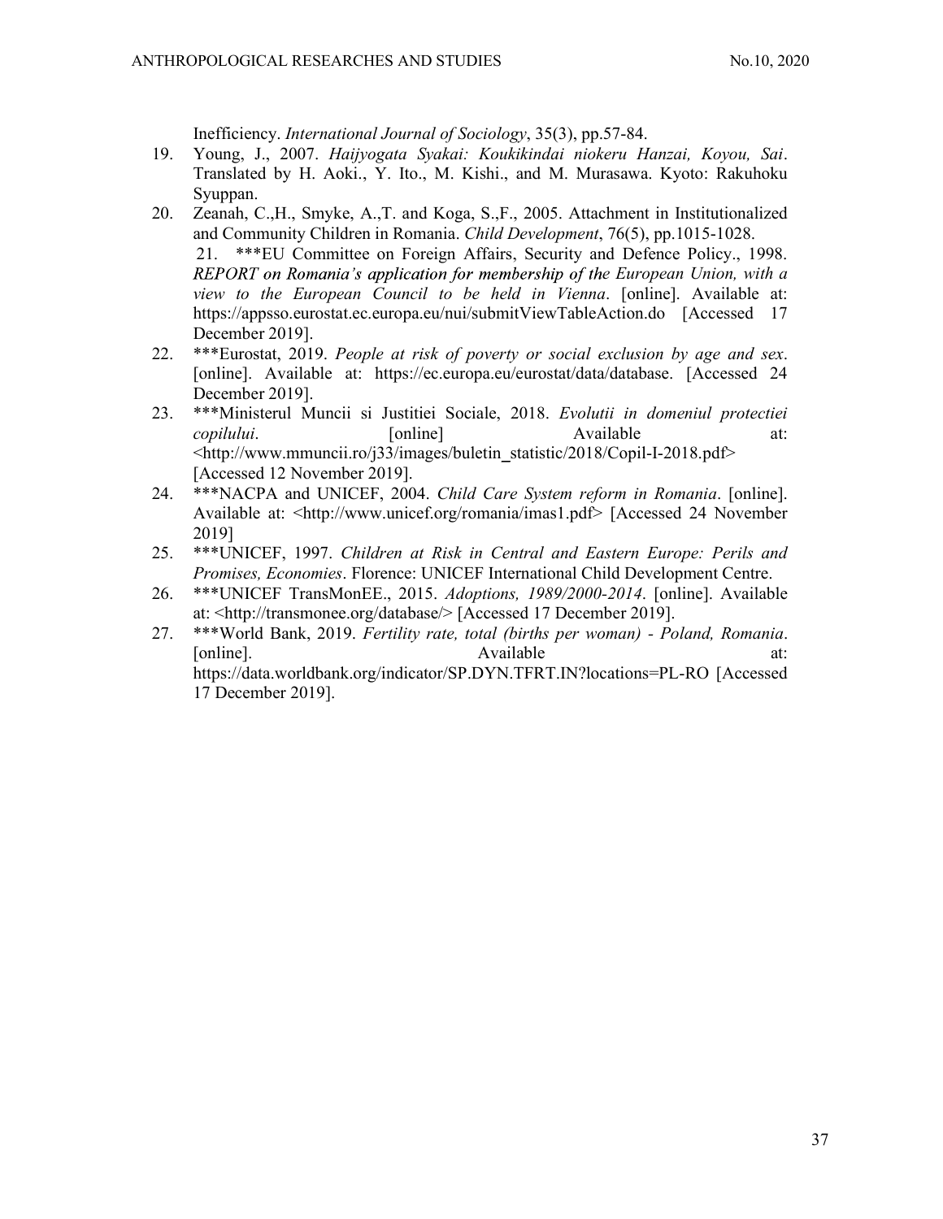Inefficiency. *International Journal of Sociology*, 35(3), pp.57-84.

19. Young, J., 2007. *Haijyogata Syakai: Koukikindai niokeru Hanzai, Koyou, Sai*. Translated by H. Aoki., Y. Ito., M. Kishi., and M. Murasawa. Kyoto: Rakuhoku Syuppan.
20. Zeanah, C.,H., Smyke, A.,T. and Koga, S.,F., 2005. Attachment in Institutionalized and Community Children in Romania. *Child Development*, 76(5), pp.1015-1028.
21. ***EU Committee on Foreign Affairs, Security and Defence Policy., 1998. *REPORT on Romania's application for membership of the European Union, with a view to the European Council to be held in Vienna*. [online]. Available at: https://appsso.eurostat.ec.europa.eu/nui/submitViewTableAction.do [Accessed 17 December 2019].
22. ***Eurostat, 2019. *People at risk of poverty or social exclusion by age and sex*. [online]. Available at: https://ec.europa.eu/eurostat/data/database. [Accessed 24 December 2019].
23. ***Ministerul Muncii si Justitiei Sociale, 2018. *Evolutii in domeniul protectiei copilului*. [online] Available at: <http://www.mmuncii.ro/j33/images/buletin_statistic/2018/Copil-I-2018.pdf> [Accessed 12 November 2019].
24. ***NACPA and UNICEF, 2004. *Child Care System reform in Romania*. [online]. Available at: <http://www.unicef.org/romania/imas1.pdf> [Accessed 24 November 2019]
25. ***UNICEF, 1997. *Children at Risk in Central and Eastern Europe: Perils and Promises, Economies*. Florence: UNICEF International Child Development Centre.
26. ***UNICEF TransMonEE., 2015. *Adoptions, 1989/2000-2014*. [online]. Available at: <http://transmonee.org/database/> [Accessed 17 December 2019].
27. ***World Bank, 2019. *Fertility rate, total (births per woman) - Poland, Romania*. [online]. Available at: https://data.worldbank.org/indicator/SP.DYN.TFRT.IN?locations=PL-RO [Accessed 17 December 2019].